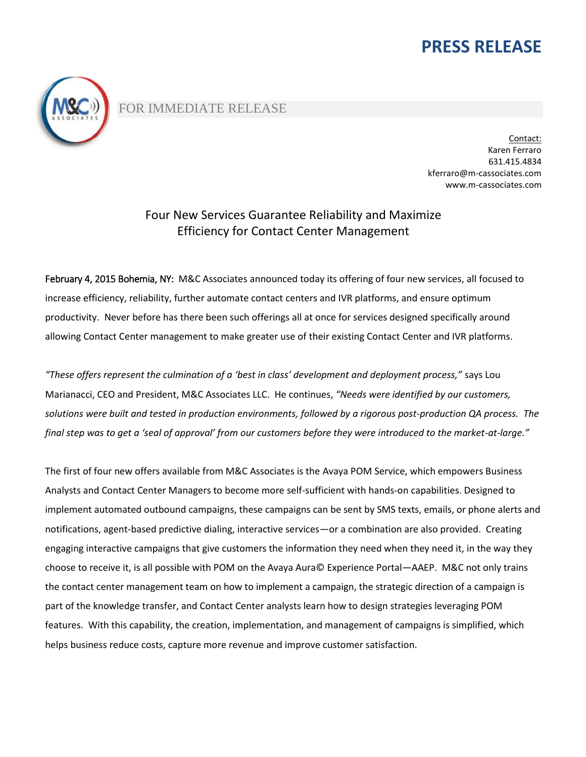# PRESS RELEASE

FOR IMMEDIATE RELEASE

Contact:
Karen Ferraro
631.415.4834
kferraro@m-cassociates.com
www.m-cassociates.com

## Four New Services Guarantee Reliability and Maximize Efficiency for Contact Center Management

**February 4, 2015 Bohemia, NY:** M&C Associates announced today its offering of four new services, all focused to increase efficiency, reliability, further automate contact centers and IVR platforms, and ensure optimum productivity. Never before has there been such offerings all at once for services designed specifically around allowing Contact Center management to make greater use of their existing Contact Center and IVR platforms.

*"These offers represent the culmination of a 'best in class' development and deployment process,"* says Lou Marianacci, CEO and President, M&C Associates LLC. He continues, *"Needs were identified by our customers, solutions were built and tested in production environments, followed by a rigorous post-production QA process. The final step was to get a 'seal of approval' from our customers before they were introduced to the market-at-large."*

The first of four new offers available from M&C Associates is the Avaya POM Service, which empowers Business Analysts and Contact Center Managers to become more self-sufficient with hands-on capabilities. Designed to implement automated outbound campaigns, these campaigns can be sent by SMS texts, emails, or phone alerts and notifications, agent-based predictive dialing, interactive services—or a combination are also provided. Creating engaging interactive campaigns that give customers the information they need when they need it, in the way they choose to receive it, is all possible with POM on the Avaya Aura© Experience Portal—AAEP. M&C not only trains the contact center management team on how to implement a campaign, the strategic direction of a campaign is part of the knowledge transfer, and Contact Center analysts learn how to design strategies leveraging POM features. With this capability, the creation, implementation, and management of campaigns is simplified, which helps business reduce costs, capture more revenue and improve customer satisfaction.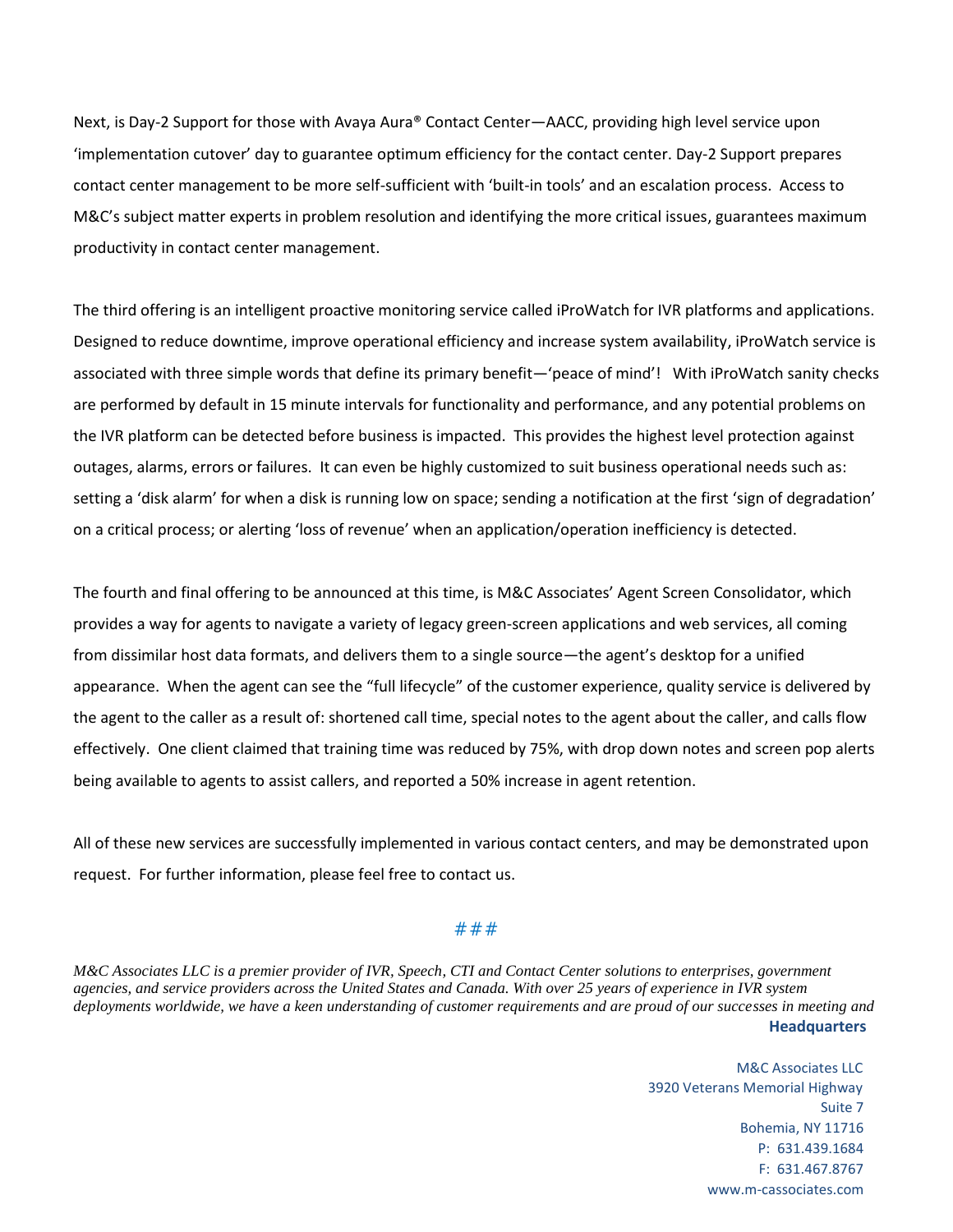Next, is Day-2 Support for those with Avaya Aura® Contact Center—AACC, providing high level service upon 'implementation cutover' day to guarantee optimum efficiency for the contact center. Day-2 Support prepares contact center management to be more self-sufficient with 'built-in tools' and an escalation process. Access to M&C's subject matter experts in problem resolution and identifying the more critical issues, guarantees maximum productivity in contact center management.

The third offering is an intelligent proactive monitoring service called iProWatch for IVR platforms and applications. Designed to reduce downtime, improve operational efficiency and increase system availability, iProWatch service is associated with three simple words that define its primary benefit—'peace of mind'! With iProWatch sanity checks are performed by default in 15 minute intervals for functionality and performance, and any potential problems on the IVR platform can be detected before business is impacted. This provides the highest level protection against outages, alarms, errors or failures. It can even be highly customized to suit business operational needs such as: setting a 'disk alarm' for when a disk is running low on space; sending a notification at the first 'sign of degradation' on a critical process; or alerting 'loss of revenue' when an application/operation inefficiency is detected.

The fourth and final offering to be announced at this time, is M&C Associates' Agent Screen Consolidator, which provides a way for agents to navigate a variety of legacy green-screen applications and web services, all coming from dissimilar host data formats, and delivers them to a single source—the agent's desktop for a unified appearance. When the agent can see the "full lifecycle" of the customer experience, quality service is delivered by the agent to the caller as a result of: shortened call time, special notes to the agent about the caller, and calls flow effectively. One client claimed that training time was reduced by 75%, with drop down notes and screen pop alerts being available to agents to assist callers, and reported a 50% increase in agent retention.

All of these new services are successfully implemented in various contact centers, and may be demonstrated upon request. For further information, please feel free to contact us.

###

*M&C Associates LLC is a premier provider of IVR, Speech, CTI and Contact Center solutions to enterprises, government agencies, and service providers across the United States and Canada. With over 25 years of experience in IVR system deployments worldwide, we have a keen understanding of customer requirements and are proud of our successes in meeting and*

**Headquarters**

M&C Associates LLC
3920 Veterans Memorial Highway
Suite 7
Bohemia, NY 11716
P: 631.439.1684
F: 631.467.8767
www.m-cassociates.com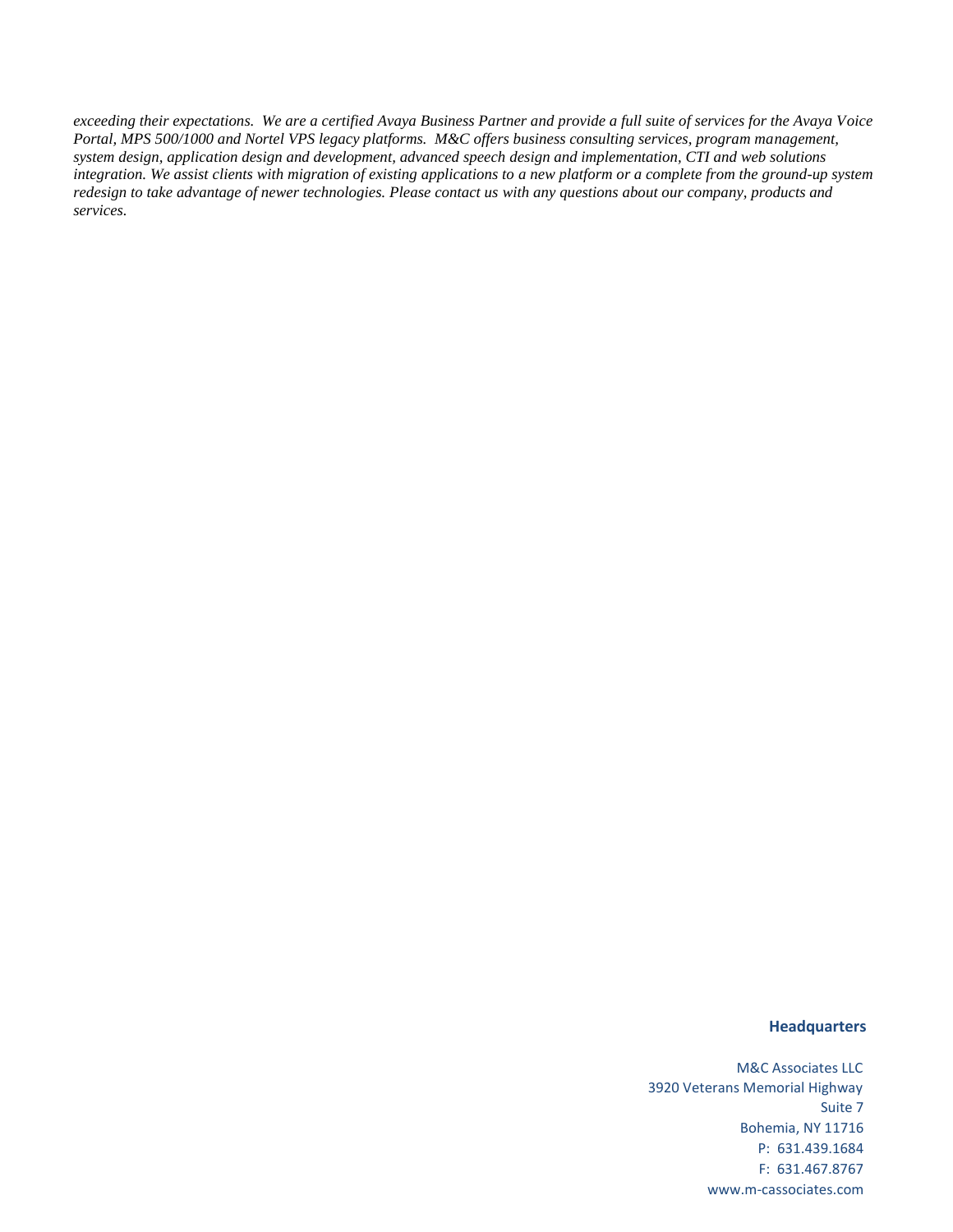*exceeding their expectations. We are a certified Avaya Business Partner and provide a full suite of services for the Avaya Voice Portal, MPS 500/1000 and Nortel VPS legacy platforms. M&C offers business consulting services, program management, system design, application design and development, advanced speech design and implementation, CTI and web solutions integration. We assist clients with migration of existing applications to a new platform or a complete from the ground-up system redesign to take advantage of newer technologies. Please contact us with any questions about our company, products and services.*

**Headquarters**

M&C Associates LLC
3920 Veterans Memorial Highway
Suite 7
Bohemia, NY 11716
P: 631.439.1684
F: 631.467.8767
www.m-cassociates.com